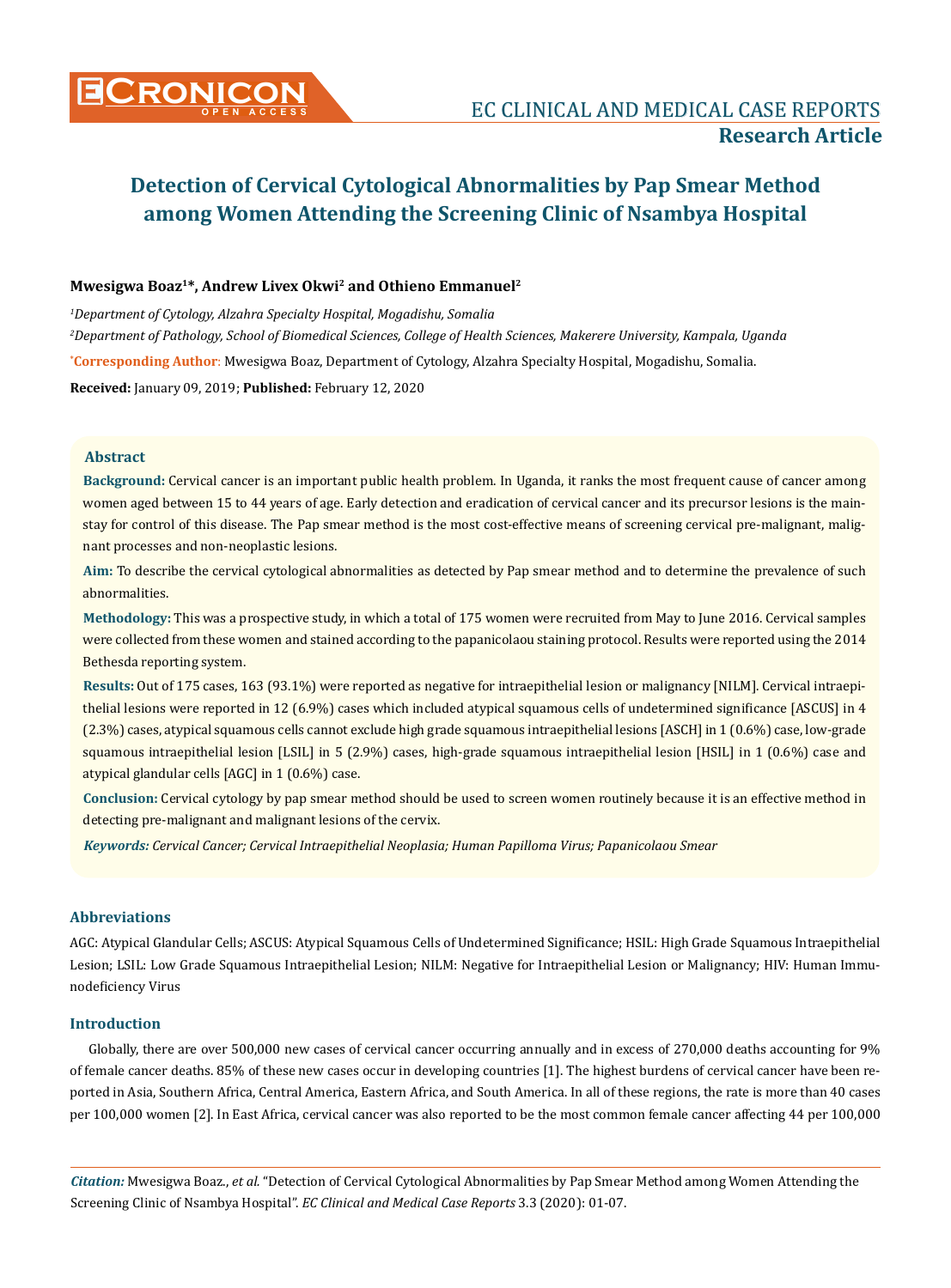# Detection of Cervical Cytological Abnormalities by Pap Smear Method among Women Attending the Screening Clinic of Nsambya Hospital

**Mwesigwa Boaz[1]*, Andrew Livex Okwi[2] and Othieno Emmanuel[2]**

*[1]Department of Cytology, Alzahra Specialty Hospital, Mogadishu, Somalia*

*[2]Department of Pathology, School of Biomedical Sciences, College of Health Sciences, Makerere University, Kampala, Uganda*

***Corresponding Author**: Mwesigwa Boaz, Department of Cytology, Alzahra Specialty Hospital, Mogadishu, Somalia.

**Received:** January 09, 2019; **Published:** February 12, 2020

## Abstract

**Background:** Cervical cancer is an important public health problem. In Uganda, it ranks the most frequent cause of cancer among women aged between 15 to 44 years of age. Early detection and eradication of cervical cancer and its precursor lesions is the mainstay for control of this disease. The Pap smear method is the most cost-effective means of screening cervical pre-malignant, malignant processes and non-neoplastic lesions.

**Aim:** To describe the cervical cytological abnormalities as detected by Pap smear method and to determine the prevalence of such abnormalities.

**Methodology:** This was a prospective study, in which a total of 175 women were recruited from May to June 2016. Cervical samples were collected from these women and stained according to the papanicolaou staining protocol. Results were reported using the 2014 Bethesda reporting system.

**Results:** Out of 175 cases, 163 (93.1%) were reported as negative for intraepithelial lesion or malignancy [NILM]. Cervical intraepithelial lesions were reported in 12 (6.9%) cases which included atypical squamous cells of undetermined significance [ASCUS] in 4 (2.3%) cases, atypical squamous cells cannot exclude high grade squamous intraepithelial lesions [ASCH] in 1 (0.6%) case, low-grade squamous intraepithelial lesion [LSIL] in 5 (2.9%) cases, high-grade squamous intraepithelial lesion [HSIL] in 1 (0.6%) case and atypical glandular cells [AGC] in 1 (0.6%) case.

**Conclusion:** Cervical cytology by pap smear method should be used to screen women routinely because it is an effective method in detecting pre-malignant and malignant lesions of the cervix.

***Keywords:*** *Cervical Cancer; Cervical Intraepithelial Neoplasia; Human Papilloma Virus; Papanicolaou Smear*

## Abbreviations

AGC: Atypical Glandular Cells; ASCUS: Atypical Squamous Cells of Undetermined Significance; HSIL: High Grade Squamous Intraepithelial Lesion; LSIL: Low Grade Squamous Intraepithelial Lesion; NILM: Negative for Intraepithelial Lesion or Malignancy; HIV: Human Immunodeficiency Virus

## Introduction

Globally, there are over 500,000 new cases of cervical cancer occurring annually and in excess of 270,000 deaths accounting for 9% of female cancer deaths. 85% of these new cases occur in developing countries [1]. The highest burdens of cervical cancer have been reported in Asia, Southern Africa, Central America, Eastern Africa, and South America. In all of these regions, the rate is more than 40 cases per 100,000 women [2]. In East Africa, cervical cancer was also reported to be the most common female cancer affecting 44 per 100,000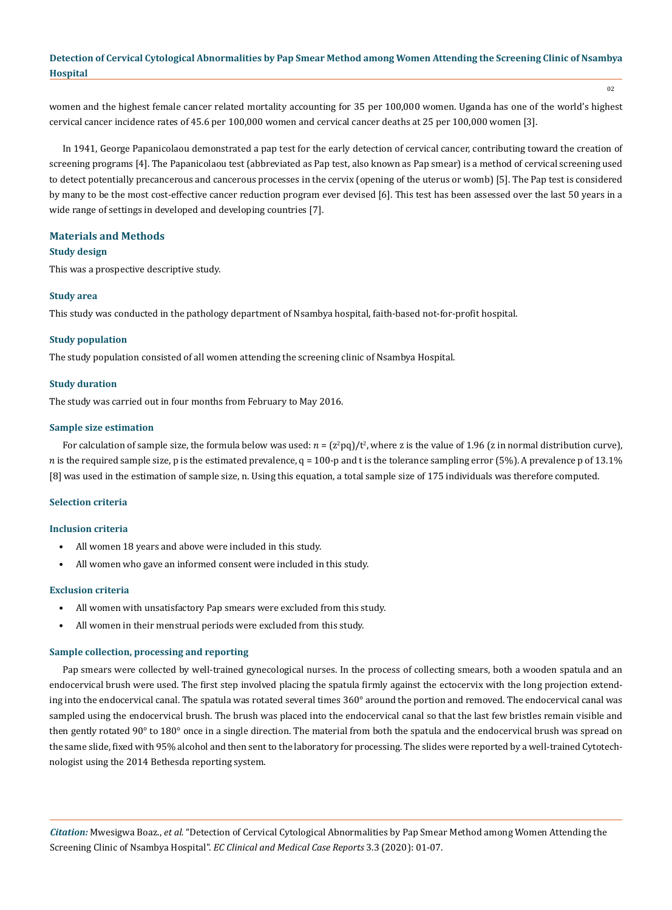women and the highest female cancer related mortality accounting for 35 per 100,000 women. Uganda has one of the world's highest cervical cancer incidence rates of 45.6 per 100,000 women and cervical cancer deaths at 25 per 100,000 women [3].

In 1941, George Papanicolaou demonstrated a pap test for the early detection of cervical cancer, contributing toward the creation of screening programs [4]. The Papanicolaou test (abbreviated as Pap test, also known as Pap smear) is a method of cervical screening used to detect potentially precancerous and cancerous processes in the cervix (opening of the uterus or womb) [5]. The Pap test is considered by many to be the most cost-effective cancer reduction program ever devised [6]. This test has been assessed over the last 50 years in a wide range of settings in developed and developing countries [7].

## Materials and Methods

### Study design

This was a prospective descriptive study.

### Study area

This study was conducted in the pathology department of Nsambya hospital, faith-based not-for-profit hospital.

### Study population

The study population consisted of all women attending the screening clinic of Nsambya Hospital.

### Study duration

The study was carried out in four months from February to May 2016.

### Sample size estimation

For calculation of sample size, the formula below was used: $n = (z^2pq)/t^2$, where z is the value of 1.96 (z in normal distribution curve), $n$ is the required sample size, p is the estimated prevalence, q = 100-p and t is the tolerance sampling error (5%). A prevalence p of 13.1% [8] was used in the estimation of sample size, n. Using this equation, a total sample size of 175 individuals was therefore computed.

### Selection criteria

### Inclusion criteria

- All women 18 years and above were included in this study.
- All women who gave an informed consent were included in this study.

### Exclusion criteria

- All women with unsatisfactory Pap smears were excluded from this study.
- All women in their menstrual periods were excluded from this study.

### Sample collection, processing and reporting

Pap smears were collected by well-trained gynecological nurses. In the process of collecting smears, both a wooden spatula and an endocervical brush were used. The first step involved placing the spatula firmly against the ectocervix with the long projection extending into the endocervical canal. The spatula was rotated several times 360° around the portion and removed. The endocervical canal was sampled using the endocervical brush. The brush was placed into the endocervical canal so that the last few bristles remain visible and then gently rotated 90° to 180° once in a single direction. The material from both the spatula and the endocervical brush was spread on the same slide, fixed with 95% alcohol and then sent to the laboratory for processing. The slides were reported by a well-trained Cytotechnologist using the 2014 Bethesda reporting system.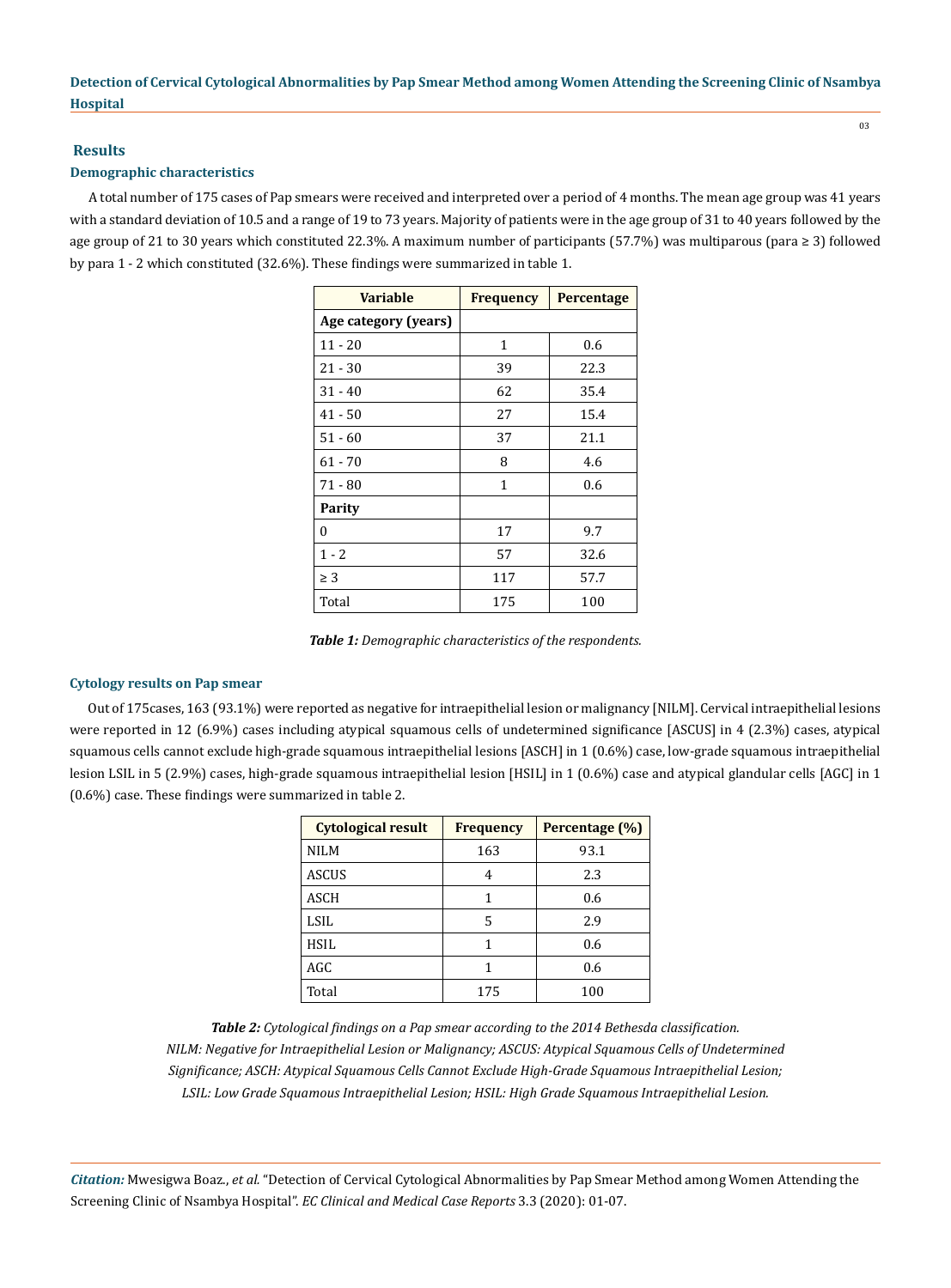## Results

### Demographic characteristics

A total number of 175 cases of Pap smears were received and interpreted over a period of 4 months. The mean age group was 41 years with a standard deviation of 10.5 and a range of 19 to 73 years. Majority of patients were in the age group of 31 to 40 years followed by the age group of 21 to 30 years which constituted 22.3%. A maximum number of participants (57.7%) was multiparous (para ≥ 3) followed by para 1 - 2 which constituted (32.6%). These findings were summarized in table 1.

| Variable | Frequency | Percentage |
|---|---|---|
| **Age category (years)** | | |
| 11 - 20 | 1 | 0.6 |
| 21 - 30 | 39 | 22.3 |
| 31 - 40 | 62 | 35.4 |
| 41 - 50 | 27 | 15.4 |
| 51 - 60 | 37 | 21.1 |
| 61 - 70 | 8 | 4.6 |
| 71 - 80 | 1 | 0.6 |
| **Parity** | | |
| 0 | 17 | 9.7 |
| 1 - 2 | 57 | 32.6 |
| ≥ 3 | 117 | 57.7 |
| Total | 175 | 100 |

***Table 1:*** *Demographic characteristics of the respondents.*

### Cytology results on Pap smear

Out of 175cases, 163 (93.1%) were reported as negative for intraepithelial lesion or malignancy [NILM]. Cervical intraepithelial lesions were reported in 12 (6.9%) cases including atypical squamous cells of undetermined significance [ASCUS] in 4 (2.3%) cases, atypical squamous cells cannot exclude high-grade squamous intraepithelial lesions [ASCH] in 1 (0.6%) case, low-grade squamous intraepithelial lesion LSIL in 5 (2.9%) cases, high-grade squamous intraepithelial lesion [HSIL] in 1 (0.6%) case and atypical glandular cells [AGC] in 1 (0.6%) case. These findings were summarized in table 2.

| Cytological result | Frequency | Percentage (%) |
|---|---|---|
| NILM | 163 | 93.1 |
| ASCUS | 4 | 2.3 |
| ASCH | 1 | 0.6 |
| LSIL | 5 | 2.9 |
| HSIL | 1 | 0.6 |
| AGC | 1 | 0.6 |
| Total | 175 | 100 |

***Table 2:*** *Cytological findings on a Pap smear according to the 2014 Bethesda classification.*
*NILM: Negative for Intraepithelial Lesion or Malignancy; ASCUS: Atypical Squamous Cells of Undetermined Significance; ASCH: Atypical Squamous Cells Cannot Exclude High-Grade Squamous Intraepithelial Lesion; LSIL: Low Grade Squamous Intraepithelial Lesion; HSIL: High Grade Squamous Intraepithelial Lesion.*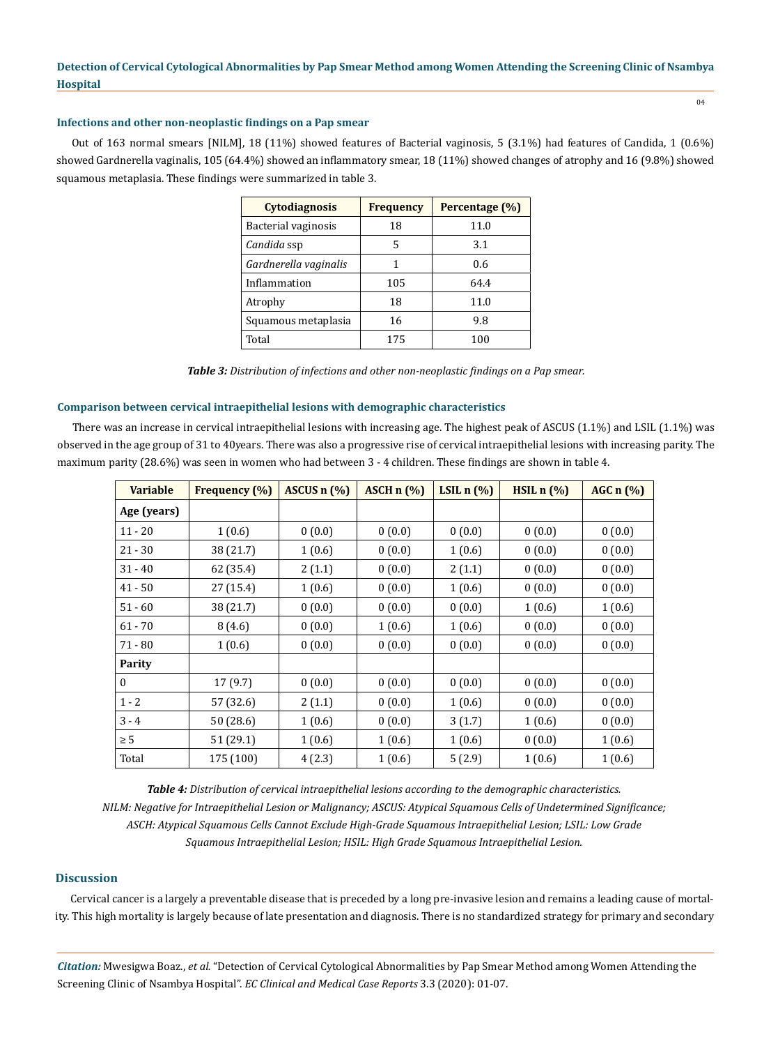### Infections and other non-neoplastic findings on a Pap smear

Out of 163 normal smears [NILM], 18 (11%) showed features of Bacterial vaginosis, 5 (3.1%) had features of Candida, 1 (0.6%) showed Gardnerella vaginalis, 105 (64.4%) showed an inflammatory smear, 18 (11%) showed changes of atrophy and 16 (9.8%) showed squamous metaplasia. These findings were summarized in table 3.

| Cytodiagnosis | Frequency | Percentage (%) |
|---|---|---|
| Bacterial vaginosis | 18 | 11.0 |
| *Candida* ssp | 5 | 3.1 |
| *Gardnerella vaginalis* | 1 | 0.6 |
| Inflammation | 105 | 64.4 |
| Atrophy | 18 | 11.0 |
| Squamous metaplasia | 16 | 9.8 |
| Total | 175 | 100 |

***Table 3:*** *Distribution of infections and other non-neoplastic findings on a Pap smear.*

### Comparison between cervical intraepithelial lesions with demographic characteristics

There was an increase in cervical intraepithelial lesions with increasing age. The highest peak of ASCUS (1.1%) and LSIL (1.1%) was observed in the age group of 31 to 40years. There was also a progressive rise of cervical intraepithelial lesions with increasing parity. The maximum parity (28.6%) was seen in women who had between 3 - 4 children. These findings are shown in table 4.

| Variable | Frequency (%) | ASCUS n (%) | ASCH n (%) | LSIL n (%) | HSIL n (%) | AGC n (%) |
|---|---|---|---|---|---|---|
| **Age (years)** | | | | | | |
| 11 - 20 | 1 (0.6) | 0 (0.0) | 0 (0.0) | 0 (0.0) | 0 (0.0) | 0 (0.0) |
| 21 - 30 | 38 (21.7) | 1 (0.6) | 0 (0.0) | 1 (0.6) | 0 (0.0) | 0 (0.0) |
| 31 - 40 | 62 (35.4) | 2 (1.1) | 0 (0.0) | 2 (1.1) | 0 (0.0) | 0 (0.0) |
| 41 - 50 | 27 (15.4) | 1 (0.6) | 0 (0.0) | 1 (0.6) | 0 (0.0) | 0 (0.0) |
| 51 - 60 | 38 (21.7) | 0 (0.0) | 0 (0.0) | 0 (0.0) | 1 (0.6) | 1 (0.6) |
| 61 - 70 | 8 (4.6) | 0 (0.0) | 1 (0.6) | 1 (0.6) | 0 (0.0) | 0 (0.0) |
| 71 - 80 | 1 (0.6) | 0 (0.0) | 0 (0.0) | 0 (0.0) | 0 (0.0) | 0 (0.0) |
| **Parity** | | | | | | |
| 0 | 17 (9.7) | 0 (0.0) | 0 (0.0) | 0 (0.0) | 0 (0.0) | 0 (0.0) |
| 1 - 2 | 57 (32.6) | 2 (1.1) | 0 (0.0) | 1 (0.6) | 0 (0.0) | 0 (0.0) |
| 3 - 4 | 50 (28.6) | 1 (0.6) | 0 (0.0) | 3 (1.7) | 1 (0.6) | 0 (0.0) |
| ≥ 5 | 51 (29.1) | 1 (0.6) | 1 (0.6) | 1 (0.6) | 0 (0.0) | 1 (0.6) |
| Total | 175 (100) | 4 (2.3) | 1 (0.6) | 5 (2.9) | 1 (0.6) | 1 (0.6) |

***Table 4:*** *Distribution of cervical intraepithelial lesions according to the demographic characteristics.*
*NILM: Negative for Intraepithelial Lesion or Malignancy; ASCUS: Atypical Squamous Cells of Undetermined Significance; ASCH: Atypical Squamous Cells Cannot Exclude High-Grade Squamous Intraepithelial Lesion; LSIL: Low Grade Squamous Intraepithelial Lesion; HSIL: High Grade Squamous Intraepithelial Lesion.*

## Discussion

Cervical cancer is a largely a preventable disease that is preceded by a long pre-invasive lesion and remains a leading cause of mortality. This high mortality is largely because of late presentation and diagnosis. There is no standardized strategy for primary and secondary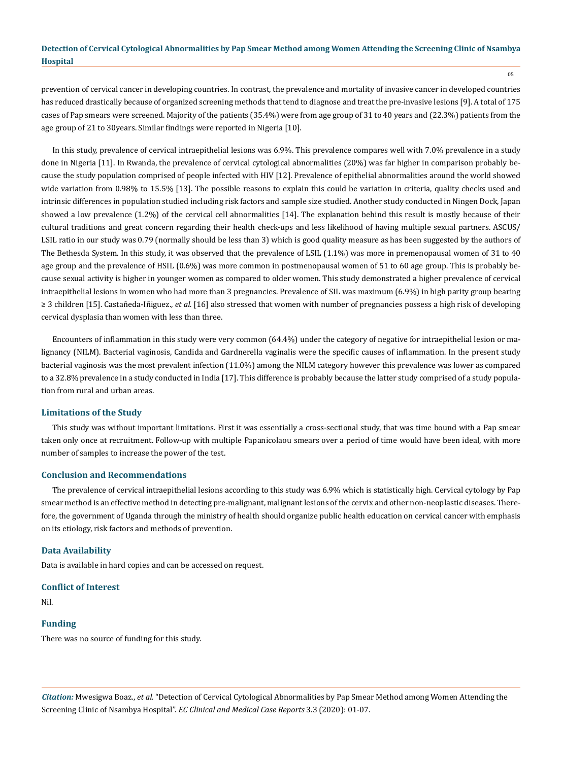prevention of cervical cancer in developing countries. In contrast, the prevalence and mortality of invasive cancer in developed countries has reduced drastically because of organized screening methods that tend to diagnose and treat the pre-invasive lesions [9]. A total of 175 cases of Pap smears were screened. Majority of the patients (35.4%) were from age group of 31 to 40 years and (22.3%) patients from the age group of 21 to 30years. Similar findings were reported in Nigeria [10].

In this study, prevalence of cervical intraepithelial lesions was 6.9%. This prevalence compares well with 7.0% prevalence in a study done in Nigeria [11]. In Rwanda, the prevalence of cervical cytological abnormalities (20%) was far higher in comparison probably because the study population comprised of people infected with HIV [12]. Prevalence of epithelial abnormalities around the world showed wide variation from 0.98% to 15.5% [13]. The possible reasons to explain this could be variation in criteria, quality checks used and intrinsic differences in population studied including risk factors and sample size studied. Another study conducted in Ningen Dock, Japan showed a low prevalence (1.2%) of the cervical cell abnormalities [14]. The explanation behind this result is mostly because of their cultural traditions and great concern regarding their health check-ups and less likelihood of having multiple sexual partners. ASCUS/ LSIL ratio in our study was 0.79 (normally should be less than 3) which is good quality measure as has been suggested by the authors of The Bethesda System. In this study, it was observed that the prevalence of LSIL (1.1%) was more in premenopausal women of 31 to 40 age group and the prevalence of HSIL (0.6%) was more common in postmenopausal women of 51 to 60 age group. This is probably because sexual activity is higher in younger women as compared to older women. This study demonstrated a higher prevalence of cervical intraepithelial lesions in women who had more than 3 pregnancies. Prevalence of SIL was maximum (6.9%) in high parity group bearing ≥ 3 children [15]. Castañeda-Iñiguez., *et al.* [16] also stressed that women with number of pregnancies possess a high risk of developing cervical dysplasia than women with less than three.

Encounters of inflammation in this study were very common (64.4%) under the category of negative for intraepithelial lesion or malignancy (NILM). Bacterial vaginosis, Candida and Gardnerella vaginalis were the specific causes of inflammation. In the present study bacterial vaginosis was the most prevalent infection (11.0%) among the NILM category however this prevalence was lower as compared to a 32.8% prevalence in a study conducted in India [17]. This difference is probably because the latter study comprised of a study population from rural and urban areas.

### Limitations of the Study

This study was without important limitations. First it was essentially a cross-sectional study, that was time bound with a Pap smear taken only once at recruitment. Follow-up with multiple Papanicolaou smears over a period of time would have been ideal, with more number of samples to increase the power of the test.

### Conclusion and Recommendations

The prevalence of cervical intraepithelial lesions according to this study was 6.9% which is statistically high. Cervical cytology by Pap smear method is an effective method in detecting pre-malignant, malignant lesions of the cervix and other non-neoplastic diseases. Therefore, the government of Uganda through the ministry of health should organize public health education on cervical cancer with emphasis on its etiology, risk factors and methods of prevention.

### Data Availability

Data is available in hard copies and can be accessed on request.

### Conflict of Interest

Nil.

### Funding

There was no source of funding for this study.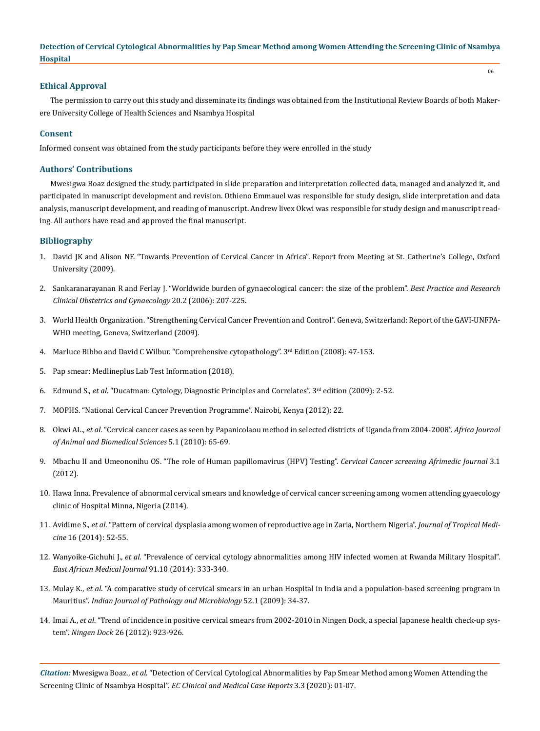## Ethical Approval

The permission to carry out this study and disseminate its findings was obtained from the Institutional Review Boards of both Makerere University College of Health Sciences and Nsambya Hospital

## Consent

Informed consent was obtained from the study participants before they were enrolled in the study

## Authors' Contributions

Mwesigwa Boaz designed the study, participated in slide preparation and interpretation collected data, managed and analyzed it, and participated in manuscript development and revision. Othieno Emmauel was responsible for study design, slide interpretation and data analysis, manuscript development, and reading of manuscript. Andrew livex Okwi was responsible for study design and manuscript reading. All authors have read and approved the final manuscript.

## Bibliography

1. David JK and Alison NF. "Towards Prevention of Cervical Cancer in Africa". Report from Meeting at St. Catherine's College, Oxford University (2009).
2. Sankaranarayanan R and Ferlay J. "Worldwide burden of gynaecological cancer: the size of the problem". *Best Practice and Research Clinical Obstetrics and Gynaecology* 20.2 (2006): 207-225.
3. World Health Organization. "Strengthening Cervical Cancer Prevention and Control". Geneva, Switzerland: Report of the GAVI-UNFPA-WHO meeting, Geneva, Switzerland (2009).
4. Marluce Bibbo and David C Wilbur. "Comprehensive cytopathology". 3rd Edition (2008): 47-153.
5. Pap smear: Medlineplus Lab Test Information (2018).
6. Edmund S., *et al*. "Ducatman: Cytology, Diagnostic Principles and Correlates". 3rd edition (2009): 2-52.
7. MOPHS. "National Cervical Cancer Prevention Programme". Nairobi, Kenya (2012): 22.
8. Okwi AL., *et al*. "Cervical cancer cases as seen by Papanicolaou method in selected districts of Uganda from 2004-2008". *Africa Journal of Animal and Biomedical Sciences* 5.1 (2010): 65-69.
9. Mbachu II and Umeononihu OS. "The role of Human papillomavirus (HPV) Testing". *Cervical Cancer screening Afrimedic Journal* 3.1 (2012).
10. Hawa Inna. Prevalence of abnormal cervical smears and knowledge of cervical cancer screening among women attending gyaecology clinic of Hospital Minna, Nigeria (2014).
11. Avidime S., *et al*. "Pattern of cervical dysplasia among women of reproductive age in Zaria, Northern Nigeria". *Journal of Tropical Medicine* 16 (2014): 52-55.
12. Wanyoike-Gichuhi J., *et al*. "Prevalence of cervical cytology abnormalities among HIV infected women at Rwanda Military Hospital". *East African Medical Journal* 91.10 (2014): 333-340.
13. Mulay K., *et al*. "A comparative study of cervical smears in an urban Hospital in India and a population-based screening program in Mauritius". *Indian Journal of Pathology and Microbiology* 52.1 (2009): 34-37.
14. Imai A., *et al*. "Trend of incidence in positive cervical smears from 2002-2010 in Ningen Dock, a special Japanese health check-up system". *Ningen Dock* 26 (2012): 923-926.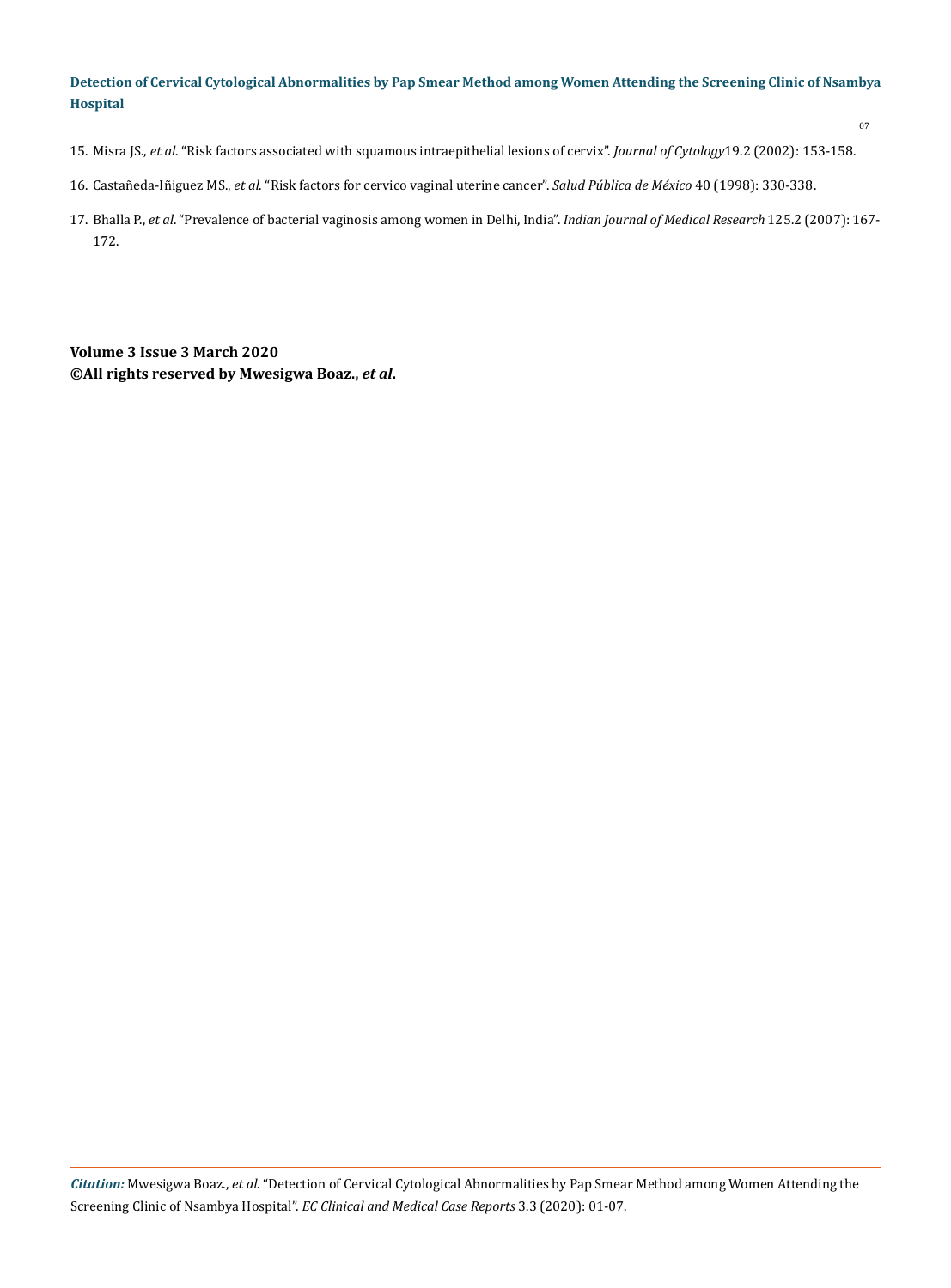15. Misra JS., *et al*. "Risk factors associated with squamous intraepithelial lesions of cervix". *Journal of Cytology*19.2 (2002): 153-158.

16. Castañeda-Iñiguez MS., *et al*. "Risk factors for cervico vaginal uterine cancer". *Salud Pública de México* 40 (1998): 330-338.

17. Bhalla P., *et al*. "Prevalence of bacterial vaginosis among women in Delhi, India". *Indian Journal of Medical Research* 125.2 (2007): 167-172.

**Volume 3 Issue 3 March 2020**
**©All rights reserved by Mwesigwa Boaz., *et al*.**